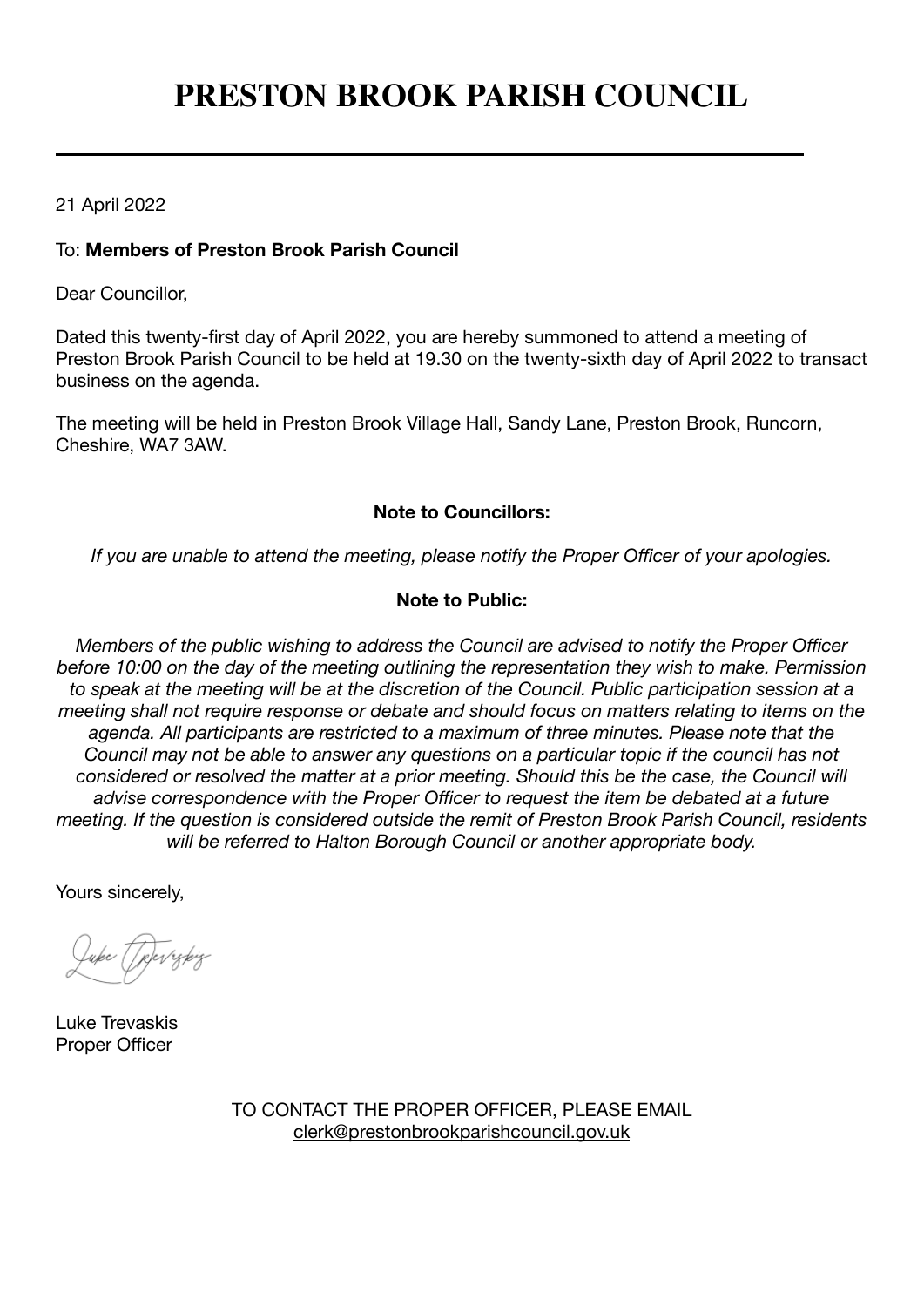# PRESTON BROOK PARISH COUNCIL

---

21 April 2022

To: **Members of Preston Brook Parish Council**

Dear Councillor,

Dated this twenty-first day of April 2022, you are hereby summoned to attend a meeting of Preston Brook Parish Council to be held at 19.30 on the twenty-sixth day of April 2022 to transact business on the agenda.

The meeting will be held in Preston Brook Village Hall, Sandy Lane, Preston Brook, Runcorn, Cheshire, WA7 3AW.

**Note to Councillors:**

*If you are unable to attend the meeting, please notify the Proper Officer of your apologies.*

**Note to Public:**

*Members of the public wishing to address the Council are advised to notify the Proper Officer before 10:00 on the day of the meeting outlining the representation they wish to make. Permission to speak at the meeting will be at the discretion of the Council. Public participation session at a meeting shall not require response or debate and should focus on matters relating to items on the agenda. All participants are restricted to a maximum of three minutes. Please note that the Council may not be able to answer any questions on a particular topic if the council has not considered or resolved the matter at a prior meeting. Should this be the case, the Council will advise correspondence with the Proper Officer to request the item be debated at a future meeting. If the question is considered outside the remit of Preston Brook Parish Council, residents will be referred to Halton Borough Council or another appropriate body.*

Yours sincerely,

Luke Trevaskis
Proper Officer

TO CONTACT THE PROPER OFFICER, PLEASE EMAIL
clerk@prestonbrookparishcouncil.gov.uk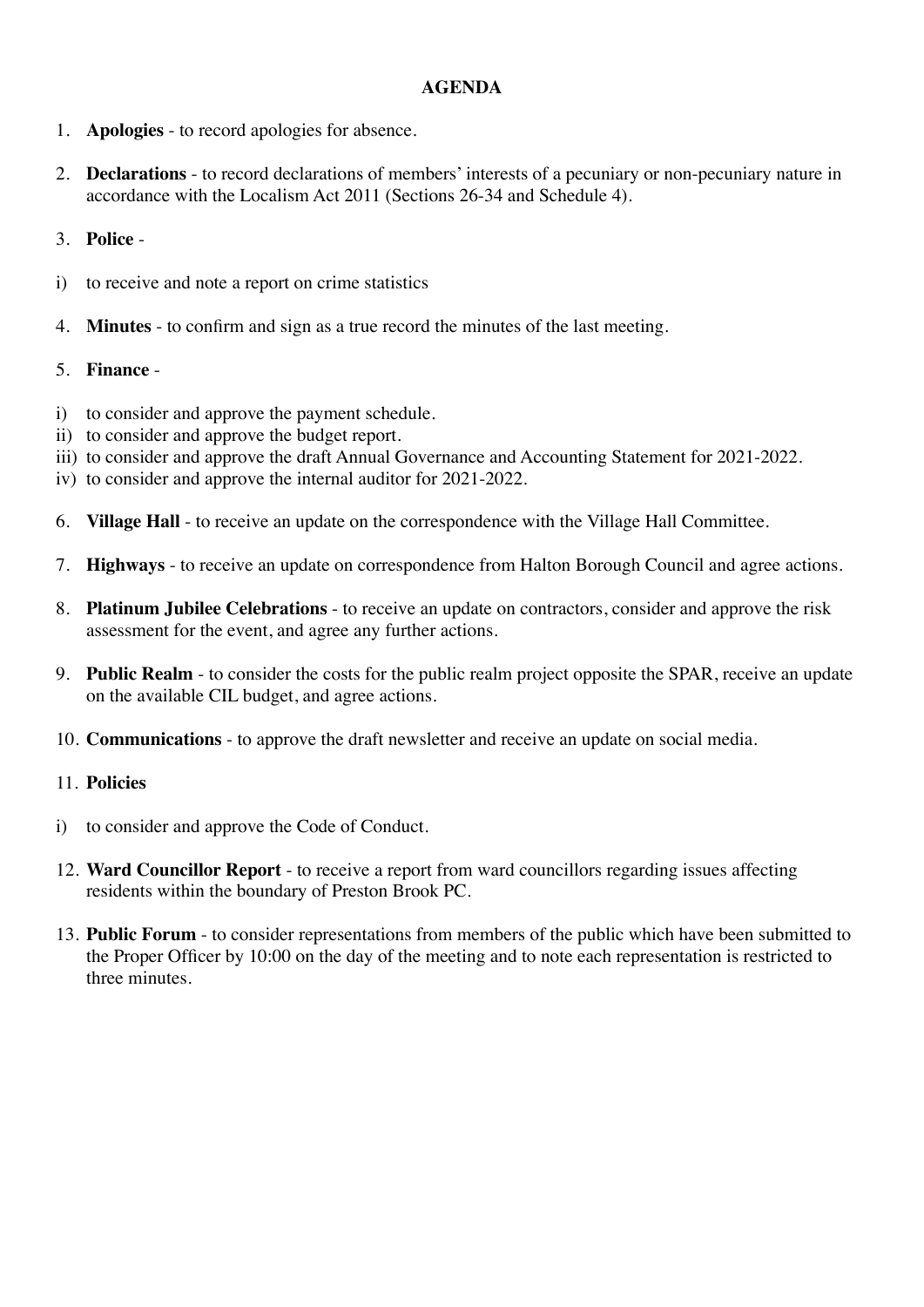**AGENDA**

1. **Apologies** - to record apologies for absence.
2. **Declarations** - to record declarations of members' interests of a pecuniary or non-pecuniary nature in accordance with the Localism Act 2011 (Sections 26-34 and Schedule 4).
3. **Police** -

i) to receive and note a report on crime statistics

4. **Minutes** - to confirm and sign as a true record the minutes of the last meeting.
5. **Finance** -

i) to consider and approve the payment schedule.
ii) to consider and approve the budget report.
iii) to consider and approve the draft Annual Governance and Accounting Statement for 2021-2022.
iv) to consider and approve the internal auditor for 2021-2022.

6. **Village Hall** - to receive an update on the correspondence with the Village Hall Committee.
7. **Highways** - to receive an update on correspondence from Halton Borough Council and agree actions.
8. **Platinum Jubilee Celebrations** - to receive an update on contractors, consider and approve the risk assessment for the event, and agree any further actions.
9. **Public Realm** - to consider the costs for the public realm project opposite the SPAR, receive an update on the available CIL budget, and agree actions.
10. **Communications** - to approve the draft newsletter and receive an update on social media.
11. **Policies**

i) to consider and approve the Code of Conduct.

12. **Ward Councillor Report** - to receive a report from ward councillors regarding issues affecting residents within the boundary of Preston Brook PC.
13. **Public Forum** - to consider representations from members of the public which have been submitted to the Proper Officer by 10:00 on the day of the meeting and to note each representation is restricted to three minutes.